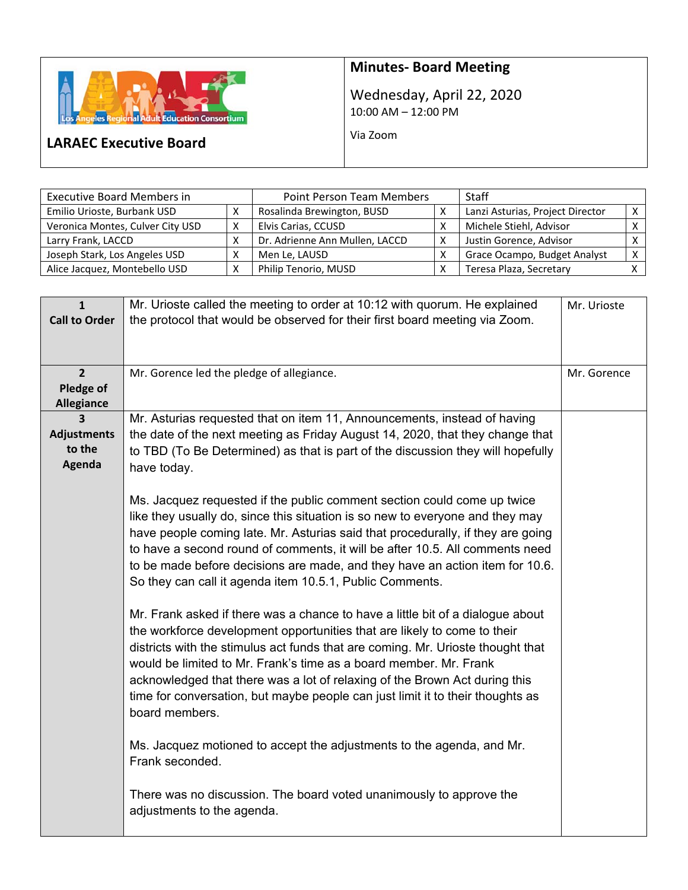**LARAEC Executive Board**

# Minutes- Board Meeting

Wednesday, April 22, 2020
10:00 AM – 12:00 PM

Via Zoom

| Executive Board Members in | | Point Person Team Members | | Staff | |
|---|---|---|---|---|---|
| Emilio Urioste, Burbank USD | X | Rosalinda Brewington, BUSD | X | Lanzi Asturias, Project Director | X |
| Veronica Montes, Culver City USD | X | Elvis Carias, CCUSD | X | Michele Stiehl, Advisor | X |
| Larry Frank, LACCD | X | Dr. Adrienne Ann Mullen, LACCD | X | Justin Gorence, Advisor | X |
| Joseph Stark, Los Angeles USD | X | Men Le, LAUSD | X | Grace Ocampo, Budget Analyst | X |
| Alice Jacquez, Montebello USD | X | Philip Tenorio, MUSD | X | Teresa Plaza, Secretary | X |

| Item | Minutes | Presenter |
|---|---|---|
| **1 Call to Order** | Mr. Urioste called the meeting to order at 10:12 with quorum. He explained the protocol that would be observed for their first board meeting via Zoom. | Mr. Urioste |
| **2 Pledge of Allegiance** | Mr. Gorence led the pledge of allegiance. | Mr. Gorence |
| **3 Adjustments to the Agenda** | Mr. Asturias requested that on item 11, Announcements, instead of having the date of the next meeting as Friday August 14, 2020, that they change that to TBD (To Be Determined) as that is part of the discussion they will hopefully have today.<br><br>Ms. Jacquez requested if the public comment section could come up twice like they usually do, since this situation is so new to everyone and they may have people coming late. Mr. Asturias said that procedurally, if they are going to have a second round of comments, it will be after 10.5. All comments need to be made before decisions are made, and they have an action item for 10.6. So they can call it agenda item 10.5.1, Public Comments.<br><br>Mr. Frank asked if there was a chance to have a little bit of a dialogue about the workforce development opportunities that are likely to come to their districts with the stimulus act funds that are coming. Mr. Urioste thought that would be limited to Mr. Frank's time as a board member. Mr. Frank acknowledged that there was a lot of relaxing of the Brown Act during this time for conversation, but maybe people can just limit it to their thoughts as board members.<br><br>Ms. Jacquez motioned to accept the adjustments to the agenda, and Mr. Frank seconded.<br><br>There was no discussion. The board voted unanimously to approve the adjustments to the agenda. | |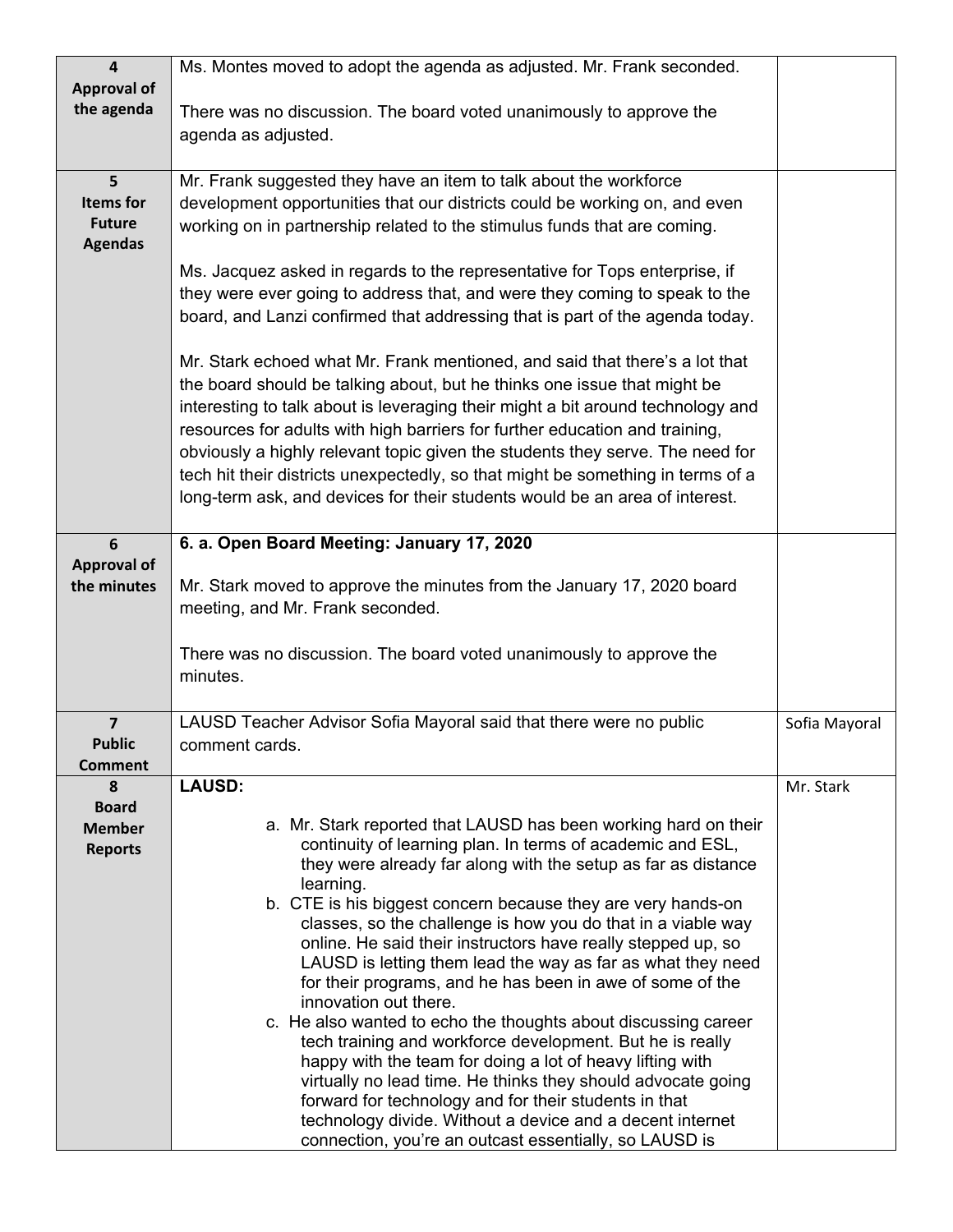| | | |
|---|---|---|
| **4 Approval of the agenda** | Ms. Montes moved to adopt the agenda as adjusted. Mr. Frank seconded.<br><br>There was no discussion. The board voted unanimously to approve the agenda as adjusted. | |
| **5 Items for Future Agendas** | Mr. Frank suggested they have an item to talk about the workforce development opportunities that our districts could be working on, and even working on in partnership related to the stimulus funds that are coming.<br><br>Ms. Jacquez asked in regards to the representative for Tops enterprise, if they were ever going to address that, and were they coming to speak to the board, and Lanzi confirmed that addressing that is part of the agenda today.<br><br>Mr. Stark echoed what Mr. Frank mentioned, and said that there's a lot that the board should be talking about, but he thinks one issue that might be interesting to talk about is leveraging their might a bit around technology and resources for adults with high barriers for further education and training, obviously a highly relevant topic given the students they serve. The need for tech hit their districts unexpectedly, so that might be something in terms of a long-term ask, and devices for their students would be an area of interest. | |
| **6 Approval of the minutes** | **6. a. Open Board Meeting: January 17, 2020**<br><br>Mr. Stark moved to approve the minutes from the January 17, 2020 board meeting, and Mr. Frank seconded.<br><br>There was no discussion. The board voted unanimously to approve the minutes. | |
| **7 Public Comment** | LAUSD Teacher Advisor Sofia Mayoral said that there were no public comment cards. | Sofia Mayoral |
| **8 Board Member Reports** | **LAUSD:**<br><br>a. Mr. Stark reported that LAUSD has been working hard on their continuity of learning plan. In terms of academic and ESL, they were already far along with the setup as far as distance learning.<br>b. CTE is his biggest concern because they are very hands-on classes, so the challenge is how you do that in a viable way online. He said their instructors have really stepped up, so LAUSD is letting them lead the way as far as what they need for their programs, and he has been in awe of some of the innovation out there.<br>c. He also wanted to echo the thoughts about discussing career tech training and workforce development. But he is really happy with the team for doing a lot of heavy lifting with virtually no lead time. He thinks they should advocate going forward for technology and for their students in that technology divide. Without a device and a decent internet connection, you're an outcast essentially, so LAUSD is | Mr. Stark |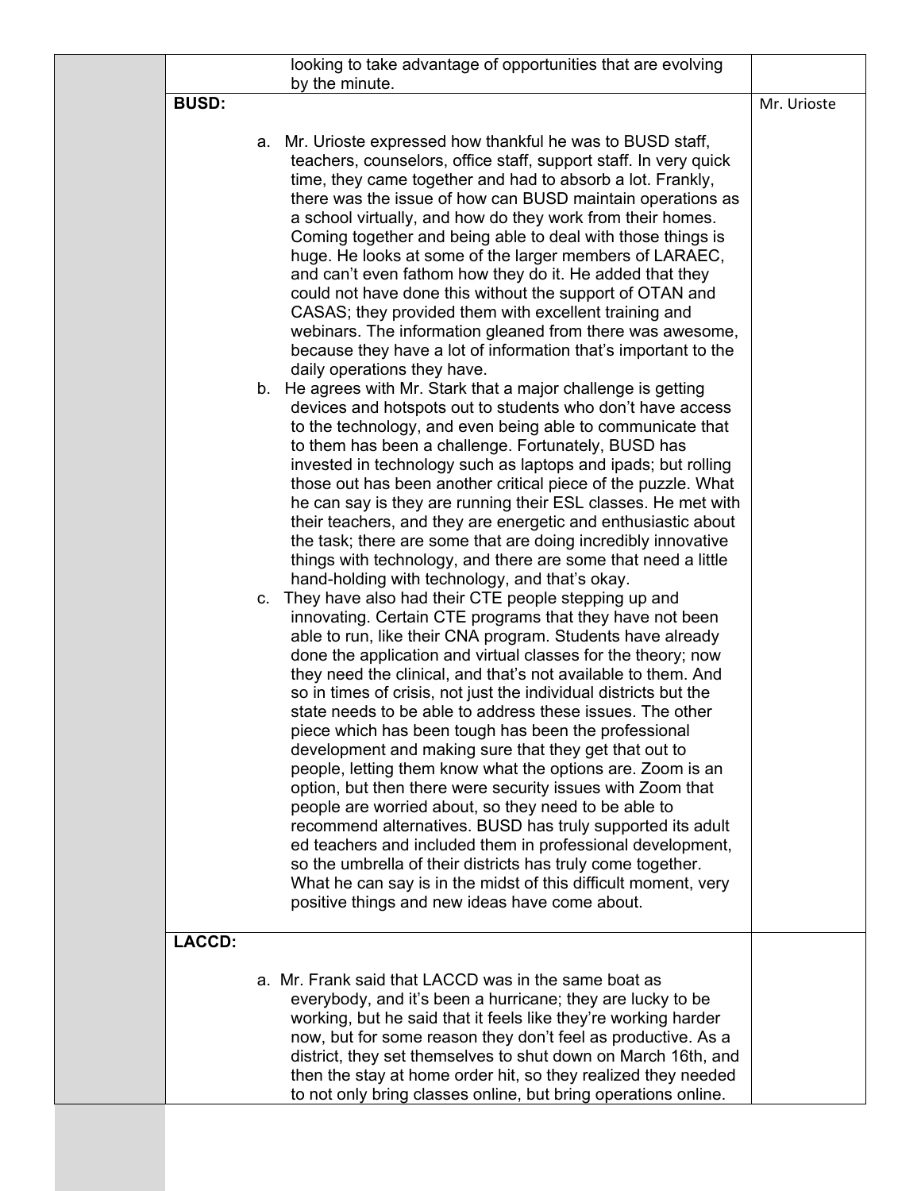| | | |
|---|---|---|
| | looking to take advantage of opportunities that are evolving by the minute. | |
| | **BUSD:**<br><br>a. Mr. Urioste expressed how thankful he was to BUSD staff, teachers, counselors, office staff, support staff. In very quick time, they came together and had to absorb a lot. Frankly, there was the issue of how can BUSD maintain operations as a school virtually, and how do they work from their homes. Coming together and being able to deal with those things is huge. He looks at some of the larger members of LARAEC, and can't even fathom how they do it. He added that they could not have done this without the support of OTAN and CASAS; they provided them with excellent training and webinars. The information gleaned from there was awesome, because they have a lot of information that's important to the daily operations they have.<br>b. He agrees with Mr. Stark that a major challenge is getting devices and hotspots out to students who don't have access to the technology, and even being able to communicate that to them has been a challenge. Fortunately, BUSD has invested in technology such as laptops and ipads; but rolling those out has been another critical piece of the puzzle. What he can say is they are running their ESL classes. He met with their teachers, and they are energetic and enthusiastic about the task; there are some that are doing incredibly innovative things with technology, and there are some that need a little hand-holding with technology, and that's okay.<br>c. They have also had their CTE people stepping up and innovating. Certain CTE programs that they have not been able to run, like their CNA program. Students have already done the application and virtual classes for the theory; now they need the clinical, and that's not available to them. And so in times of crisis, not just the individual districts but the state needs to be able to address these issues. The other piece which has been tough has been the professional development and making sure that they get that out to people, letting them know what the options are. Zoom is an option, but then there were security issues with Zoom that people are worried about, so they need to be able to recommend alternatives. BUSD has truly supported its adult ed teachers and included them in professional development, so the umbrella of their districts has truly come together. What he can say is in the midst of this difficult moment, very positive things and new ideas have come about. | Mr. Urioste |
| | **LACCD:**<br><br>a. Mr. Frank said that LACCD was in the same boat as everybody, and it's been a hurricane; they are lucky to be working, but he said that it feels like they're working harder now, but for some reason they don't feel as productive. As a district, they set themselves to shut down on March 16th, and then the stay at home order hit, so they realized they needed to not only bring classes online, but bring operations online. | |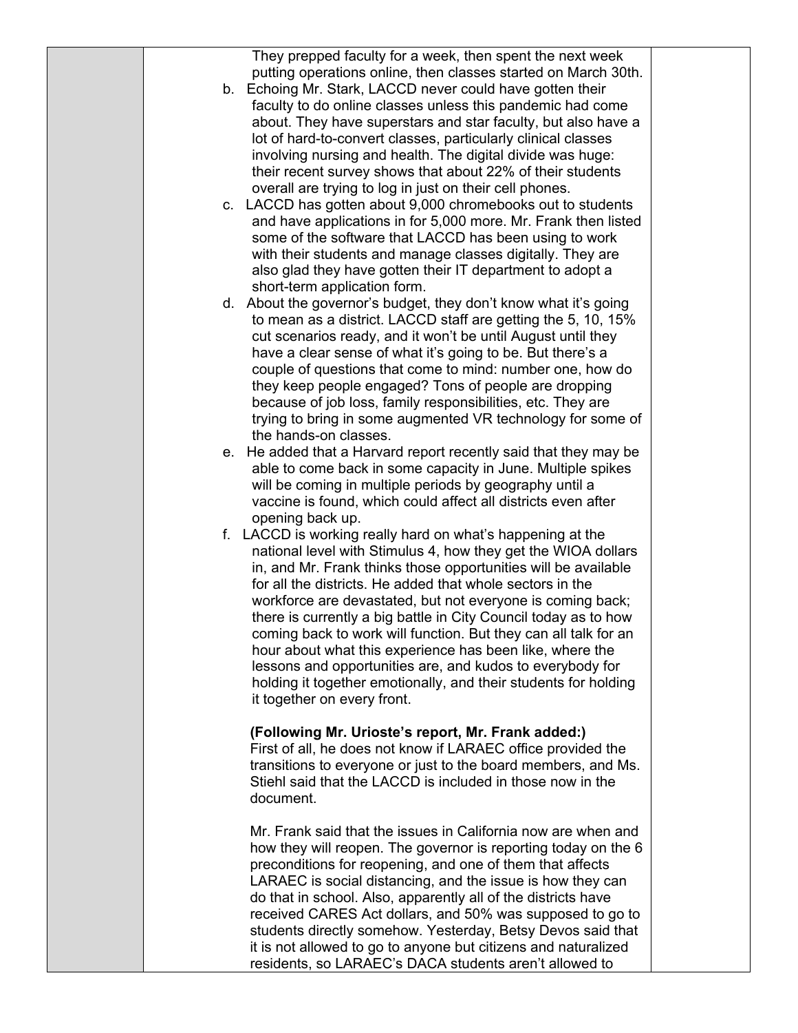They prepped faculty for a week, then spent the next week putting operations online, then classes started on March 30th.

b. Echoing Mr. Stark, LACCD never could have gotten their faculty to do online classes unless this pandemic had come about. They have superstars and star faculty, but also have a lot of hard-to-convert classes, particularly clinical classes involving nursing and health. The digital divide was huge: their recent survey shows that about 22% of their students overall are trying to log in just on their cell phones.

c. LACCD has gotten about 9,000 chromebooks out to students and have applications in for 5,000 more. Mr. Frank then listed some of the software that LACCD has been using to work with their students and manage classes digitally. They are also glad they have gotten their IT department to adopt a short-term application form.

d. About the governor's budget, they don't know what it's going to mean as a district. LACCD staff are getting the 5, 10, 15% cut scenarios ready, and it won't be until August until they have a clear sense of what it's going to be. But there's a couple of questions that come to mind: number one, how do they keep people engaged? Tons of people are dropping because of job loss, family responsibilities, etc. They are trying to bring in some augmented VR technology for some of the hands-on classes.

e. He added that a Harvard report recently said that they may be able to come back in some capacity in June. Multiple spikes will be coming in multiple periods by geography until a vaccine is found, which could affect all districts even after opening back up.

f. LACCD is working really hard on what's happening at the national level with Stimulus 4, how they get the WIOA dollars in, and Mr. Frank thinks those opportunities will be available for all the districts. He added that whole sectors in the workforce are devastated, but not everyone is coming back; there is currently a big battle in City Council today as to how coming back to work will function. But they can all talk for an hour about what this experience has been like, where the lessons and opportunities are, and kudos to everybody for holding it together emotionally, and their students for holding it together on every front.

**(Following Mr. Urioste's report, Mr. Frank added:)**
First of all, he does not know if LARAEC office provided the transitions to everyone or just to the board members, and Ms. Stiehl said that the LACCD is included in those now in the document.

Mr. Frank said that the issues in California now are when and how they will reopen. The governor is reporting today on the 6 preconditions for reopening, and one of them that affects LARAEC is social distancing, and the issue is how they can do that in school. Also, apparently all of the districts have received CARES Act dollars, and 50% was supposed to go to students directly somehow. Yesterday, Betsy Devos said that it is not allowed to go to anyone but citizens and naturalized residents, so LARAEC's DACA students aren't allowed to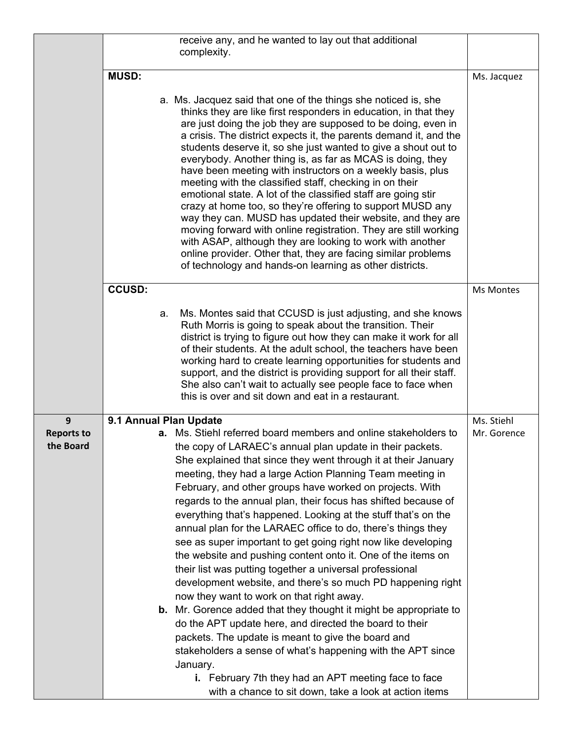| | | |
|---|---|---|
| | receive any, and he wanted to lay out that additional complexity. | |
| | **MUSD:**<br><br>a. Ms. Jacquez said that one of the things she noticed is, she thinks they are like first responders in education, in that they are just doing the job they are supposed to be doing, even in a crisis. The district expects it, the parents demand it, and the students deserve it, so she just wanted to give a shout out to everybody. Another thing is, as far as MCAS is doing, they have been meeting with instructors on a weekly basis, plus meeting with the classified staff, checking in on their emotional state. A lot of the classified staff are going stir crazy at home too, so they're offering to support MUSD any way they can. MUSD has updated their website, and they are moving forward with online registration. They are still working with ASAP, although they are looking to work with another online provider. Other that, they are facing similar problems of technology and hands-on learning as other districts. | Ms. Jacquez |
| | **CCUSD:**<br><br>a. Ms. Montes said that CCUSD is just adjusting, and she knows Ruth Morris is going to speak about the transition. Their district is trying to figure out how they can make it work for all of their students. At the adult school, the teachers have been working hard to create learning opportunities for students and support, and the district is providing support for all their staff. She also can't wait to actually see people face to face when this is over and sit down and eat in a restaurant. | Ms Montes |
| **9 Reports to the Board** | **9.1 Annual Plan Update**<br>**a.** Ms. Stiehl referred board members and online stakeholders to the copy of LARAEC's annual plan update in their packets. She explained that since they went through it at their January meeting, they had a large Action Planning Team meeting in February, and other groups have worked on projects. With regards to the annual plan, their focus has shifted because of everything that's happened. Looking at the stuff that's on the annual plan for the LARAEC office to do, there's things they see as super important to get going right now like developing the website and pushing content onto it. One of the items on their list was putting together a universal professional development website, and there's so much PD happening right now they want to work on that right away.<br>**b.** Mr. Gorence added that they thought it might be appropriate to do the APT update here, and directed the board to their packets. The update is meant to give the board and stakeholders a sense of what's happening with the APT since January.<br>**i.** February 7th they had an APT meeting face to face with a chance to sit down, take a look at action items | Ms. Stiehl<br>Mr. Gorence |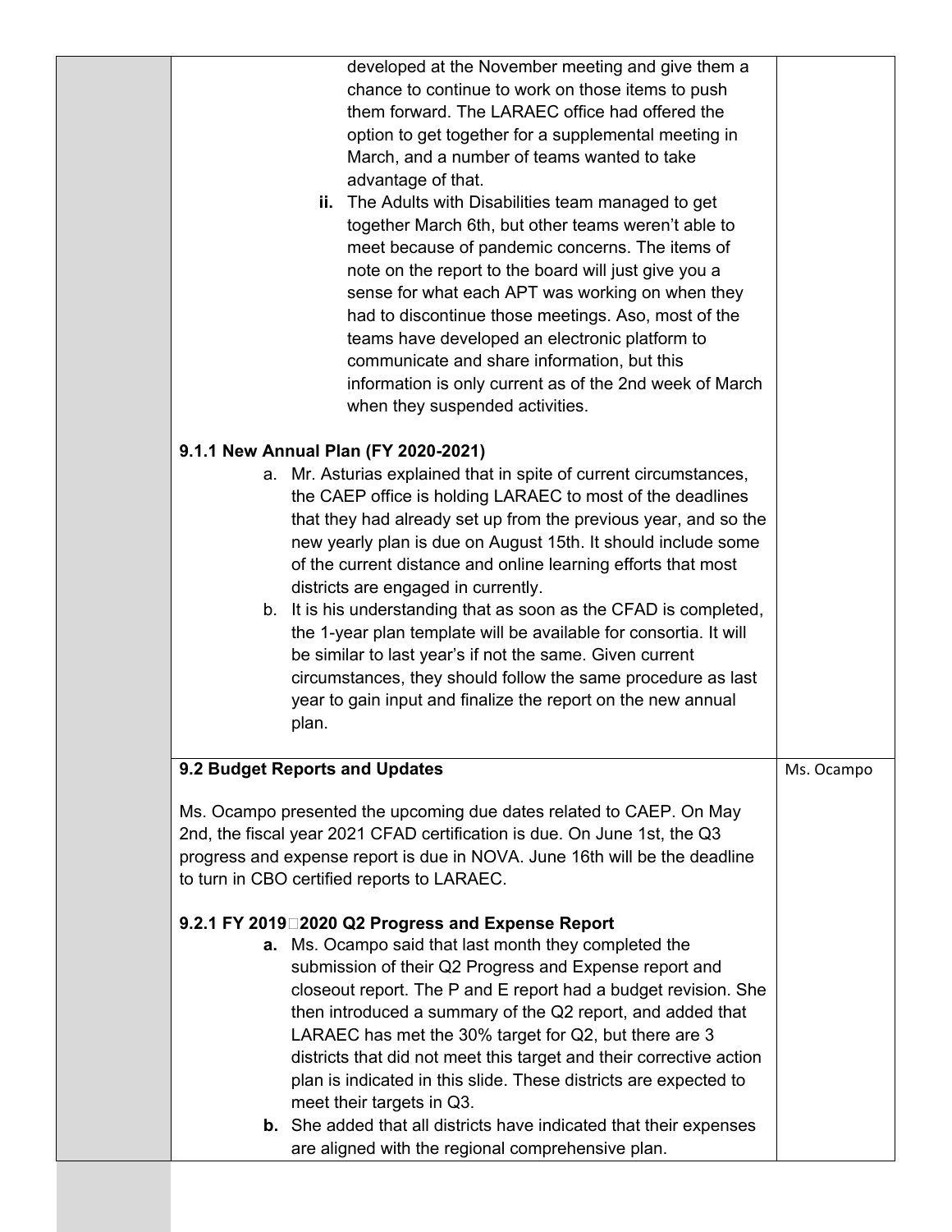| | | |
|---|---|---|
| | developed at the November meeting and give them a chance to continue to work on those items to push them forward. The LARAEC office had offered the option to get together for a supplemental meeting in March, and a number of teams wanted to take advantage of that.<br>**ii.** The Adults with Disabilities team managed to get together March 6th, but other teams weren't able to meet because of pandemic concerns. The items of note on the report to the board will just give you a sense for what each APT was working on when they had to discontinue those meetings. Aso, most of the teams have developed an electronic platform to communicate and share information, but this information is only current as of the 2nd week of March when they suspended activities.<br><br>**9.1.1 New Annual Plan (FY 2020-2021)**<br>a. Mr. Asturias explained that in spite of current circumstances, the CAEP office is holding LARAEC to most of the deadlines that they had already set up from the previous year, and so the new yearly plan is due on August 15th. It should include some of the current distance and online learning efforts that most districts are engaged in currently.<br>b. It is his understanding that as soon as the CFAD is completed, the 1-year plan template will be available for consortia. It will be similar to last year's if not the same. Given current circumstances, they should follow the same procedure as last year to gain input and finalize the report on the new annual plan. | |
| | **9.2 Budget Reports and Updates**<br><br>Ms. Ocampo presented the upcoming due dates related to CAEP. On May 2nd, the fiscal year 2021 CFAD certification is due. On June 1st, the Q3 progress and expense report is due in NOVA. June 16th will be the deadline to turn in CBO certified reports to LARAEC.<br><br>**9.2.1 FY 2019�2020 Q2 Progress and Expense Report**<br>**a.** Ms. Ocampo said that last month they completed the submission of their Q2 Progress and Expense report and closeout report. The P and E report had a budget revision. She then introduced a summary of the Q2 report, and added that LARAEC has met the 30% target for Q2, but there are 3 districts that did not meet this target and their corrective action plan is indicated in this slide. These districts are expected to meet their targets in Q3.<br>**b.** She added that all districts have indicated that their expenses are aligned with the regional comprehensive plan. | Ms. Ocampo |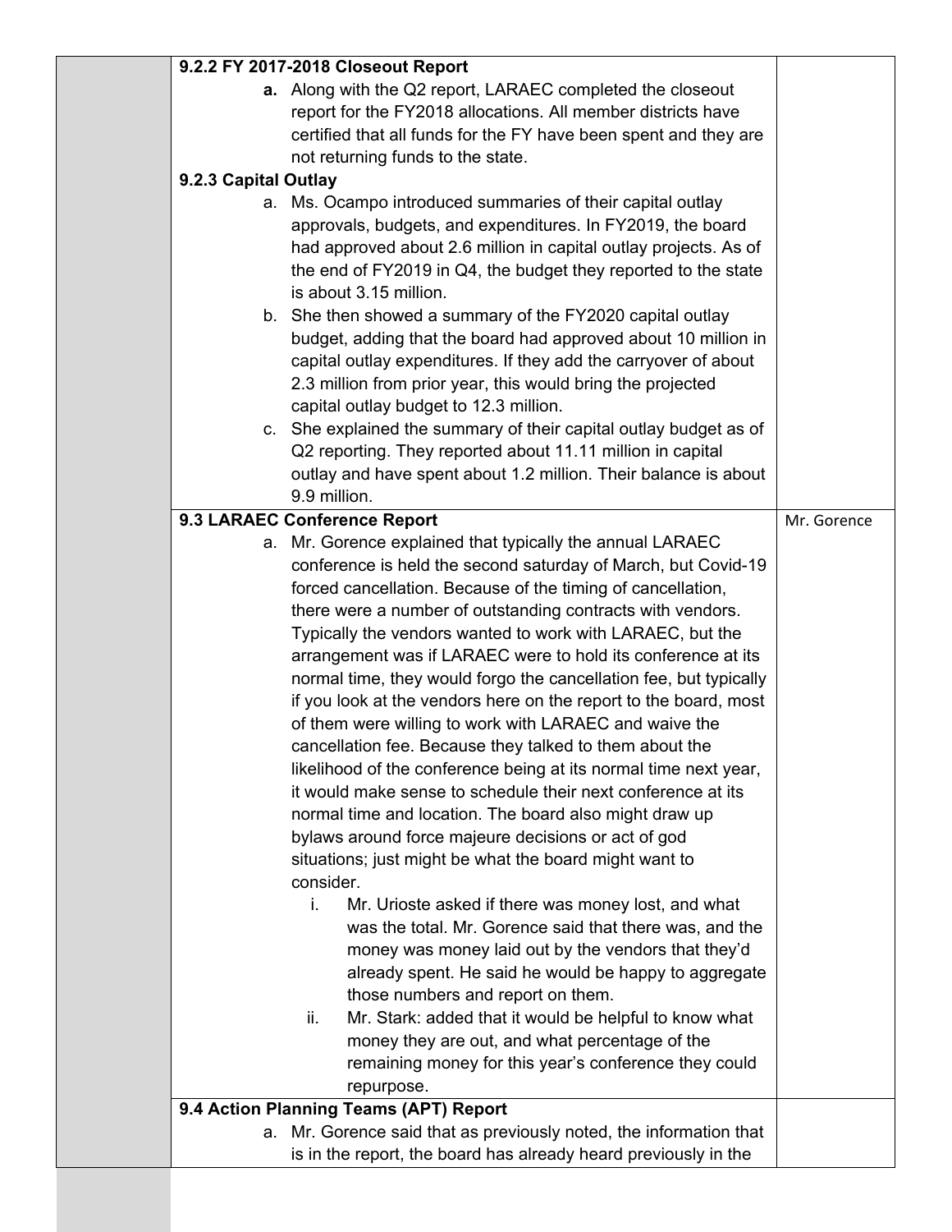| | | |
|---|---|---|
| | **9.2.2 FY 2017-2018 Closeout Report**<br>**a.** Along with the Q2 report, LARAEC completed the closeout report for the FY2018 allocations. All member districts have certified that all funds for the FY have been spent and they are not returning funds to the state.<br>**9.2.3 Capital Outlay**<br>a. Ms. Ocampo introduced summaries of their capital outlay approvals, budgets, and expenditures. In FY2019, the board had approved about 2.6 million in capital outlay projects. As of the end of FY2019 in Q4, the budget they reported to the state is about 3.15 million.<br>b. She then showed a summary of the FY2020 capital outlay budget, adding that the board had approved about 10 million in capital outlay expenditures. If they add the carryover of about 2.3 million from prior year, this would bring the projected capital outlay budget to 12.3 million.<br>c. She explained the summary of their capital outlay budget as of Q2 reporting. They reported about 11.11 million in capital outlay and have spent about 1.2 million. Their balance is about 9.9 million. | |
| | **9.3 LARAEC Conference Report**<br>a. Mr. Gorence explained that typically the annual LARAEC conference is held the second saturday of March, but Covid-19 forced cancellation. Because of the timing of cancellation, there were a number of outstanding contracts with vendors. Typically the vendors wanted to work with LARAEC, but the arrangement was if LARAEC were to hold its conference at its normal time, they would forgo the cancellation fee, but typically if you look at the vendors here on the report to the board, most of them were willing to work with LARAEC and waive the cancellation fee. Because they talked to them about the likelihood of the conference being at its normal time next year, it would make sense to schedule their next conference at its normal time and location. The board also might draw up bylaws around force majeure decisions or act of god situations; just might be what the board might want to consider.<br>i. Mr. Urioste asked if there was money lost, and what was the total. Mr. Gorence said that there was, and the money was money laid out by the vendors that they'd already spent. He said he would be happy to aggregate those numbers and report on them.<br>ii. Mr. Stark: added that it would be helpful to know what money they are out, and what percentage of the remaining money for this year's conference they could repurpose. | Mr. Gorence |
| | **9.4 Action Planning Teams (APT) Report**<br>a. Mr. Gorence said that as previously noted, the information that is in the report, the board has already heard previously in the | |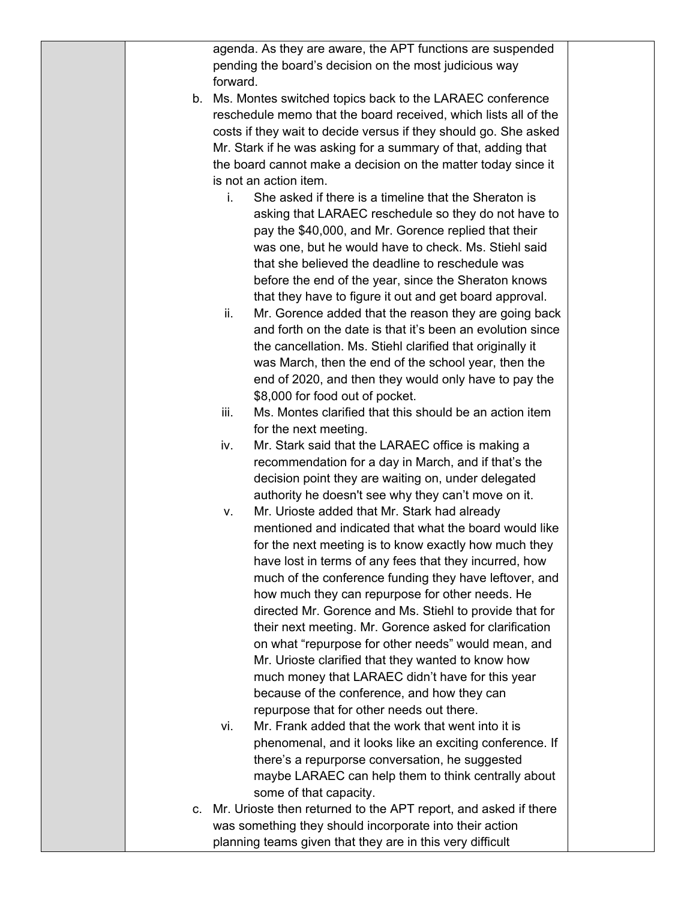agenda. As they are aware, the APT functions are suspended pending the board's decision on the most judicious way forward.

b. Ms. Montes switched topics back to the LARAEC conference reschedule memo that the board received, which lists all of the costs if they wait to decide versus if they should go. She asked Mr. Stark if he was asking for a summary of that, adding that the board cannot make a decision on the matter today since it is not an action item.

   i. She asked if there is a timeline that the Sheraton is asking that LARAEC reschedule so they do not have to pay the $40,000, and Mr. Gorence replied that their was one, but he would have to check. Ms. Stiehl said that she believed the deadline to reschedule was before the end of the year, since the Sheraton knows that they have to figure it out and get board approval.

   ii. Mr. Gorence added that the reason they are going back and forth on the date is that it's been an evolution since the cancellation. Ms. Stiehl clarified that originally it was March, then the end of the school year, then the end of 2020, and then they would only have to pay the $8,000 for food out of pocket.

   iii. Ms. Montes clarified that this should be an action item for the next meeting.

   iv. Mr. Stark said that the LARAEC office is making a recommendation for a day in March, and if that's the decision point they are waiting on, under delegated authority he doesn't see why they can't move on it.

   v. Mr. Urioste added that Mr. Stark had already mentioned and indicated that what the board would like for the next meeting is to know exactly how much they have lost in terms of any fees that they incurred, how much of the conference funding they have leftover, and how much they can repurpose for other needs. He directed Mr. Gorence and Ms. Stiehl to provide that for their next meeting. Mr. Gorence asked for clarification on what "repurpose for other needs" would mean, and Mr. Urioste clarified that they wanted to know how much money that LARAEC didn't have for this year because of the conference, and how they can repurpose that for other needs out there.

   vi. Mr. Frank added that the work that went into it is phenomenal, and it looks like an exciting conference. If there's a repurporse conversation, he suggested maybe LARAEC can help them to think centrally about some of that capacity.

c. Mr. Urioste then returned to the APT report, and asked if there was something they should incorporate into their action planning teams given that they are in this very difficult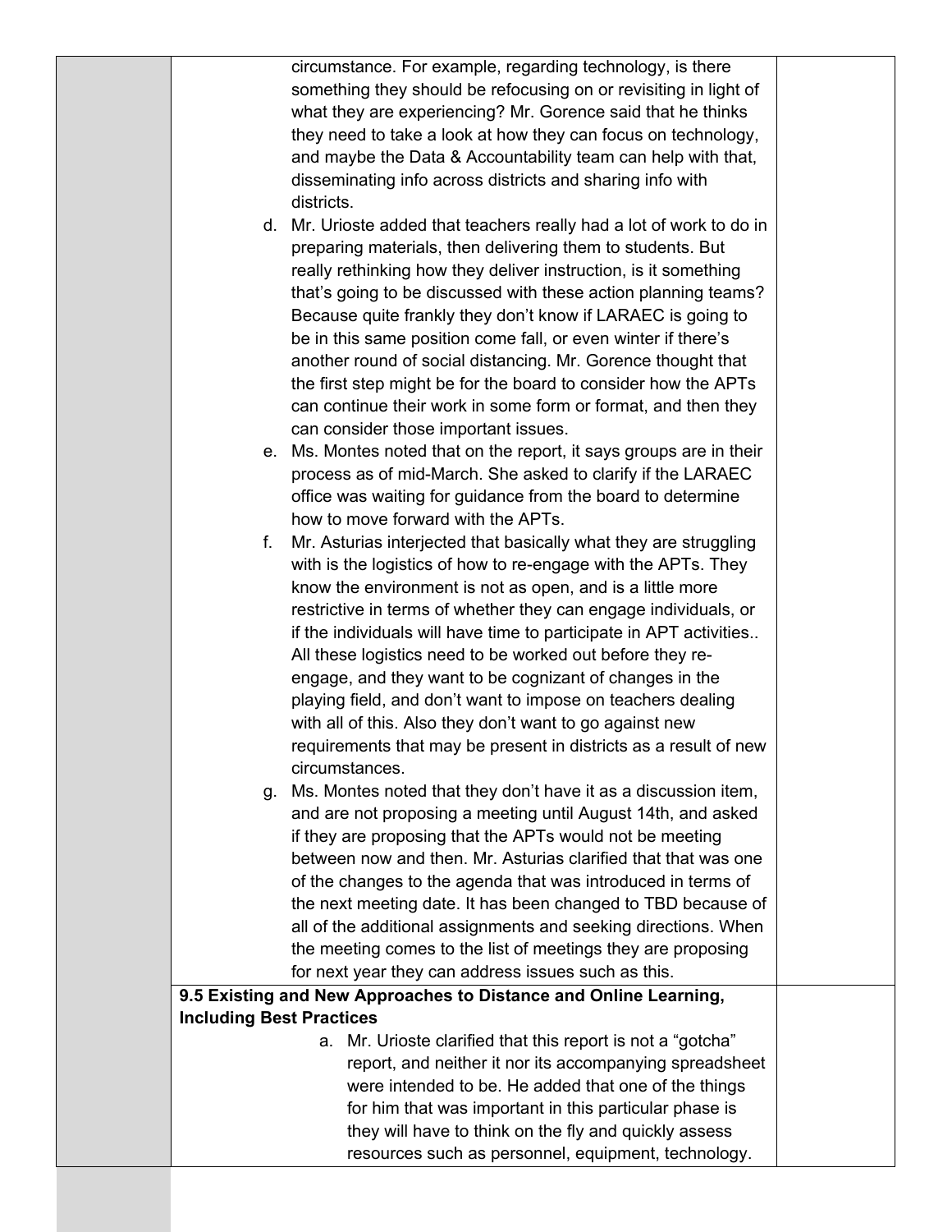circumstance. For example, regarding technology, is there something they should be refocusing on or revisiting in light of what they are experiencing? Mr. Gorence said that he thinks they need to take a look at how they can focus on technology, and maybe the Data & Accountability team can help with that, disseminating info across districts and sharing info with districts.

d. Mr. Urioste added that teachers really had a lot of work to do in preparing materials, then delivering them to students. But really rethinking how they deliver instruction, is it something that's going to be discussed with these action planning teams? Because quite frankly they don't know if LARAEC is going to be in this same position come fall, or even winter if there's another round of social distancing. Mr. Gorence thought that the first step might be for the board to consider how the APTs can continue their work in some form or format, and then they can consider those important issues.

e. Ms. Montes noted that on the report, it says groups are in their process as of mid-March. She asked to clarify if the LARAEC office was waiting for guidance from the board to determine how to move forward with the APTs.

f. Mr. Asturias interjected that basically what they are struggling with is the logistics of how to re-engage with the APTs. They know the environment is not as open, and is a little more restrictive in terms of whether they can engage individuals, or if the individuals will have time to participate in APT activities.. All these logistics need to be worked out before they re-engage, and they want to be cognizant of changes in the playing field, and don't want to impose on teachers dealing with all of this. Also they don't want to go against new requirements that may be present in districts as a result of new circumstances.

g. Ms. Montes noted that they don't have it as a discussion item, and are not proposing a meeting until August 14th, and asked if they are proposing that the APTs would not be meeting between now and then. Mr. Asturias clarified that that was one of the changes to the agenda that was introduced in terms of the next meeting date. It has been changed to TBD because of all of the additional assignments and seeking directions. When the meeting comes to the list of meetings they are proposing for next year they can address issues such as this.

**9.5 Existing and New Approaches to Distance and Online Learning, Including Best Practices**

a. Mr. Urioste clarified that this report is not a "gotcha" report, and neither it nor its accompanying spreadsheet were intended to be. He added that one of the things for him that was important in this particular phase is they will have to think on the fly and quickly assess resources such as personnel, equipment, technology.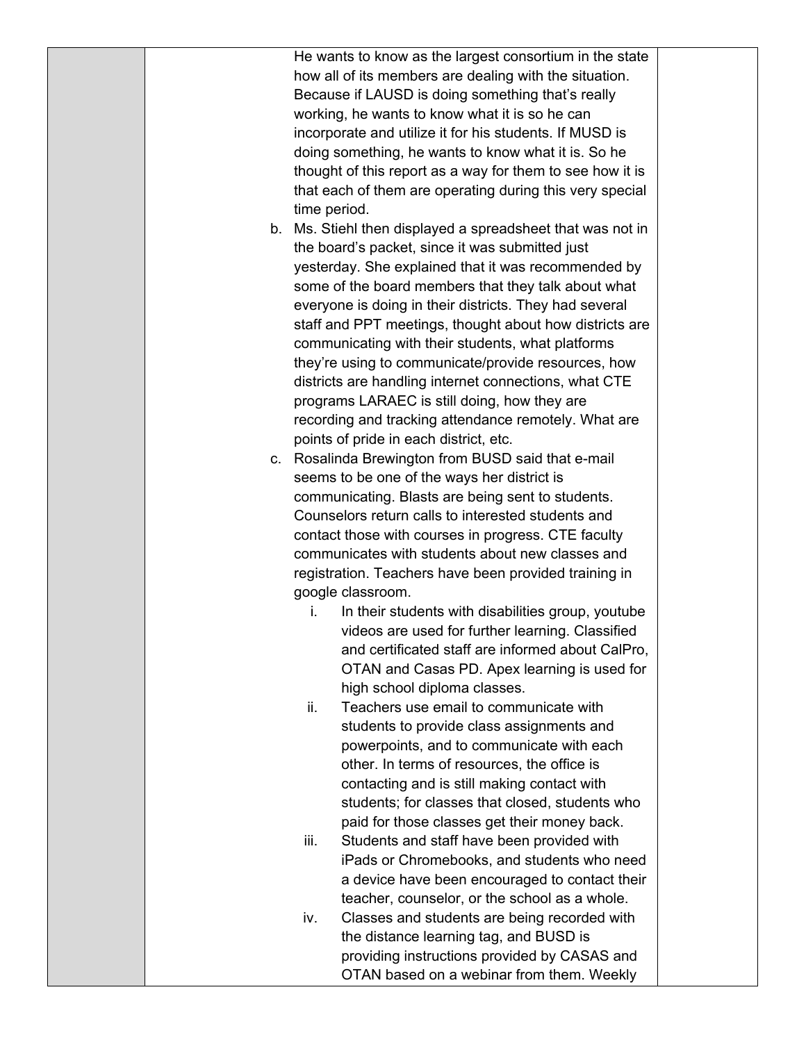He wants to know as the largest consortium in the state how all of its members are dealing with the situation. Because if LAUSD is doing something that's really working, he wants to know what it is so he can incorporate and utilize it for his students. If MUSD is doing something, he wants to know what it is. So he thought of this report as a way for them to see how it is that each of them are operating during this very special time period.

b. Ms. Stiehl then displayed a spreadsheet that was not in the board's packet, since it was submitted just yesterday. She explained that it was recommended by some of the board members that they talk about what everyone is doing in their districts. They had several staff and PPT meetings, thought about how districts are communicating with their students, what platforms they're using to communicate/provide resources, how districts are handling internet connections, what CTE programs LARAEC is still doing, how they are recording and tracking attendance remotely. What are points of pride in each district, etc.

c. Rosalinda Brewington from BUSD said that e-mail seems to be one of the ways her district is communicating. Blasts are being sent to students. Counselors return calls to interested students and contact those with courses in progress. CTE faculty communicates with students about new classes and registration. Teachers have been provided training in google classroom.

   i. In their students with disabilities group, youtube videos are used for further learning. Classified and certificated staff are informed about CalPro, OTAN and Casas PD. Apex learning is used for high school diploma classes.

   ii. Teachers use email to communicate with students to provide class assignments and powerpoints, and to communicate with each other. In terms of resources, the office is contacting and is still making contact with students; for classes that closed, students who paid for those classes get their money back.

   iii. Students and staff have been provided with iPads or Chromebooks, and students who need a device have been encouraged to contact their teacher, counselor, or the school as a whole.

   iv. Classes and students are being recorded with the distance learning tag, and BUSD is providing instructions provided by CASAS and OTAN based on a webinar from them. Weekly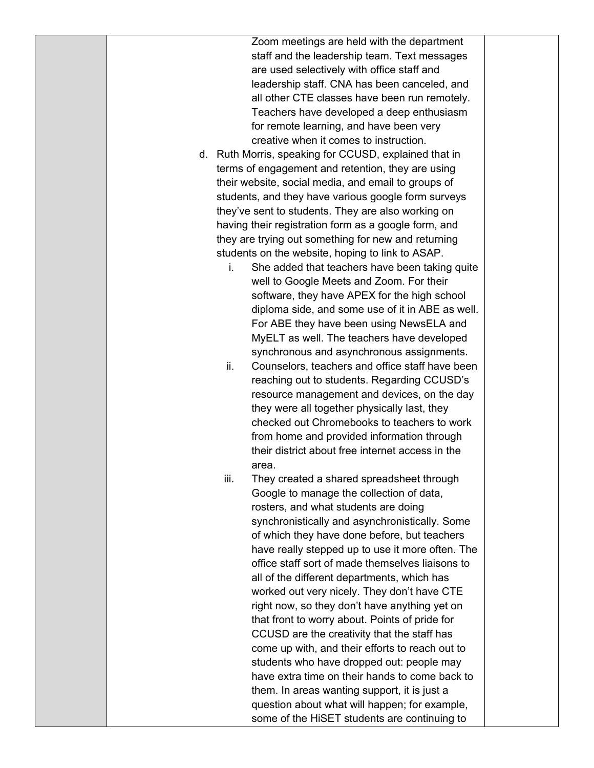Zoom meetings are held with the department staff and the leadership team. Text messages are used selectively with office staff and leadership staff. CNA has been canceled, and all other CTE classes have been run remotely. Teachers have developed a deep enthusiasm for remote learning, and have been very creative when it comes to instruction.

d. Ruth Morris, speaking for CCUSD, explained that in terms of engagement and retention, they are using their website, social media, and email to groups of students, and they have various google form surveys they've sent to students. They are also working on having their registration form as a google form, and they are trying out something for new and returning students on the website, hoping to link to ASAP.

   i. She added that teachers have been taking quite well to Google Meets and Zoom. For their software, they have APEX for the high school diploma side, and some use of it in ABE as well. For ABE they have been using NewsELA and MyELT as well. The teachers have developed synchronous and asynchronous assignments.

   ii. Counselors, teachers and office staff have been reaching out to students. Regarding CCUSD's resource management and devices, on the day they were all together physically last, they checked out Chromebooks to teachers to work from home and provided information through their district about free internet access in the area.

   iii. They created a shared spreadsheet through Google to manage the collection of data, rosters, and what students are doing synchronistically and asynchronistically. Some of which they have done before, but teachers have really stepped up to use it more often. The office staff sort of made themselves liaisons to all of the different departments, which has worked out very nicely. They don't have CTE right now, so they don't have anything yet on that front to worry about. Points of pride for CCUSD are the creativity that the staff has come up with, and their efforts to reach out to students who have dropped out: people may have extra time on their hands to come back to them. In areas wanting support, it is just a question about what will happen; for example, some of the HiSET students are continuing to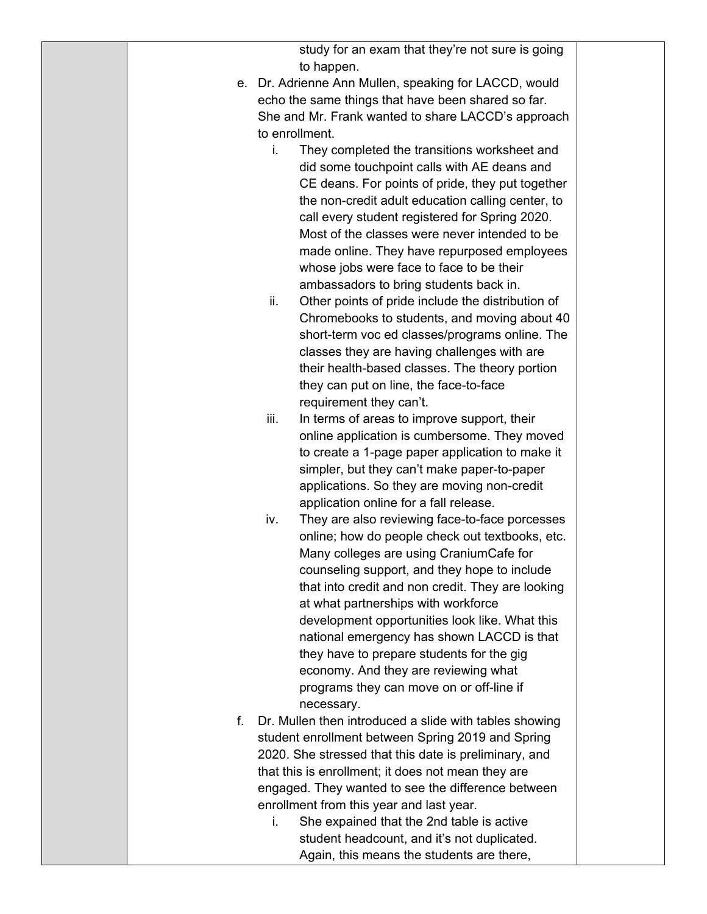study for an exam that they're not sure is going to happen.

e. Dr. Adrienne Ann Mullen, speaking for LACCD, would echo the same things that have been shared so far. She and Mr. Frank wanted to share LACCD's approach to enrollment.

   i. They completed the transitions worksheet and did some touchpoint calls with AE deans and CE deans. For points of pride, they put together the non-credit adult education calling center, to call every student registered for Spring 2020. Most of the classes were never intended to be made online. They have repurposed employees whose jobs were face to face to be their ambassadors to bring students back in.

   ii. Other points of pride include the distribution of Chromebooks to students, and moving about 40 short-term voc ed classes/programs online. The classes they are having challenges with are their health-based classes. The theory portion they can put on line, the face-to-face requirement they can't.

   iii. In terms of areas to improve support, their online application is cumbersome. They moved to create a 1-page paper application to make it simpler, but they can't make paper-to-paper applications. So they are moving non-credit application online for a fall release.

   iv. They are also reviewing face-to-face porcesses online; how do people check out textbooks, etc. Many colleges are using CraniumCafe for counseling support, and they hope to include that into credit and non credit. They are looking at what partnerships with workforce development opportunities look like. What this national emergency has shown LACCD is that they have to prepare students for the gig economy. And they are reviewing what programs they can move on or off-line if necessary.

f. Dr. Mullen then introduced a slide with tables showing student enrollment between Spring 2019 and Spring 2020. She stressed that this date is preliminary, and that this is enrollment; it does not mean they are engaged. They wanted to see the difference between enrollment from this year and last year.

   i. She expained that the 2nd table is active student headcount, and it's not duplicated. Again, this means the students are there,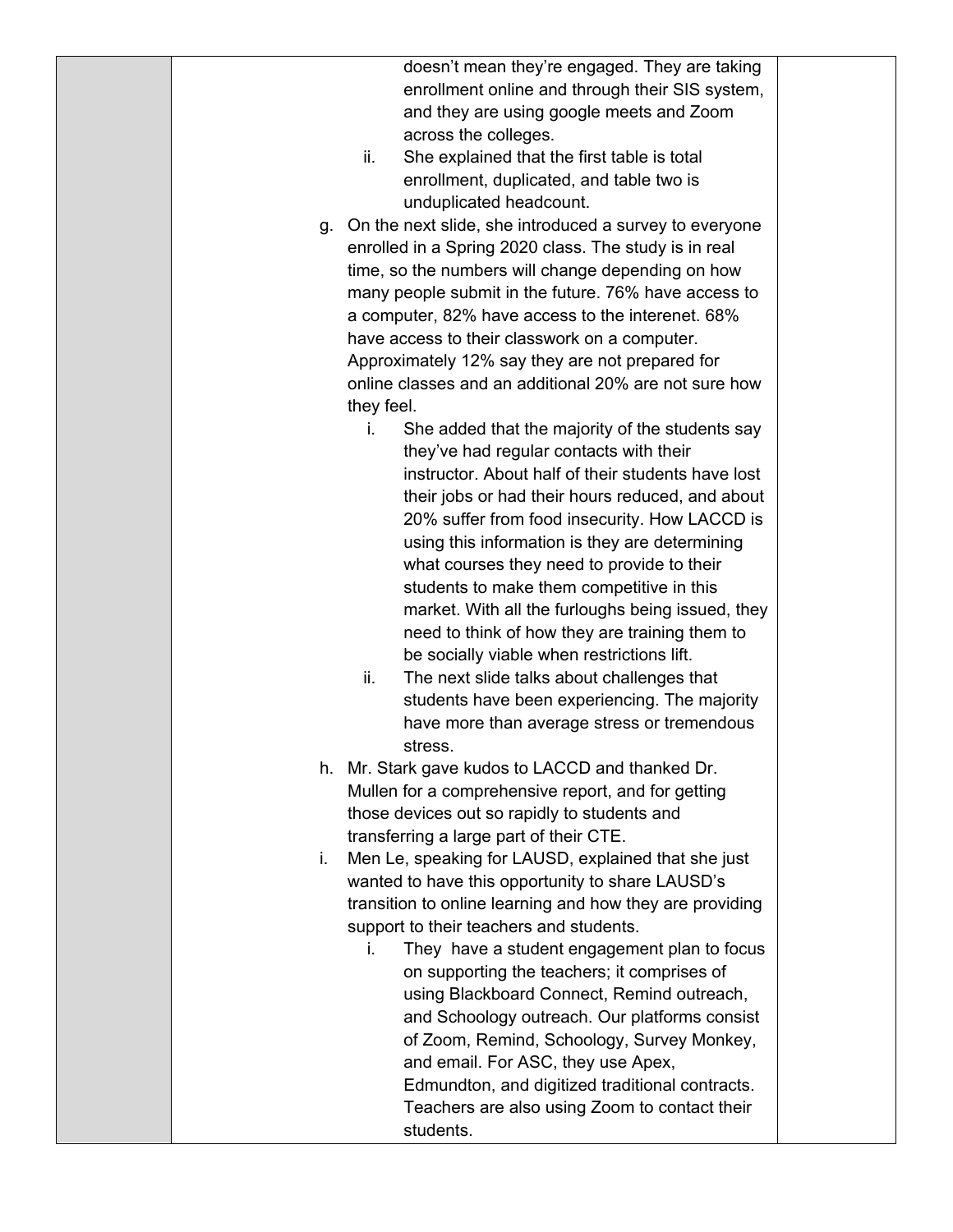doesn't mean they're engaged. They are taking enrollment online and through their SIS system, and they are using google meets and Zoom across the colleges.

   ii. She explained that the first table is total enrollment, duplicated, and table two is unduplicated headcount.

g. On the next slide, she introduced a survey to everyone enrolled in a Spring 2020 class. The study is in real time, so the numbers will change depending on how many people submit in the future. 76% have access to a computer, 82% have access to the interenet. 68% have access to their classwork on a computer. Approximately 12% say they are not prepared for online classes and an additional 20% are not sure how they feel.

   i. She added that the majority of the students say they've had regular contacts with their instructor. About half of their students have lost their jobs or had their hours reduced, and about 20% suffer from food insecurity. How LACCD is using this information is they are determining what courses they need to provide to their students to make them competitive in this market. With all the furloughs being issued, they need to think of how they are training them to be socially viable when restrictions lift.

   ii. The next slide talks about challenges that students have been experiencing. The majority have more than average stress or tremendous stress.

h. Mr. Stark gave kudos to LACCD and thanked Dr. Mullen for a comprehensive report, and for getting those devices out so rapidly to students and transferring a large part of their CTE.

i. Men Le, speaking for LAUSD, explained that she just wanted to have this opportunity to share LAUSD's transition to online learning and how they are providing support to their teachers and students.

   i. They have a student engagement plan to focus on supporting the teachers; it comprises of using Blackboard Connect, Remind outreach, and Schoology outreach. Our platforms consist of Zoom, Remind, Schoology, Survey Monkey, and email. For ASC, they use Apex, Edmundton, and digitized traditional contracts. Teachers are also using Zoom to contact their students.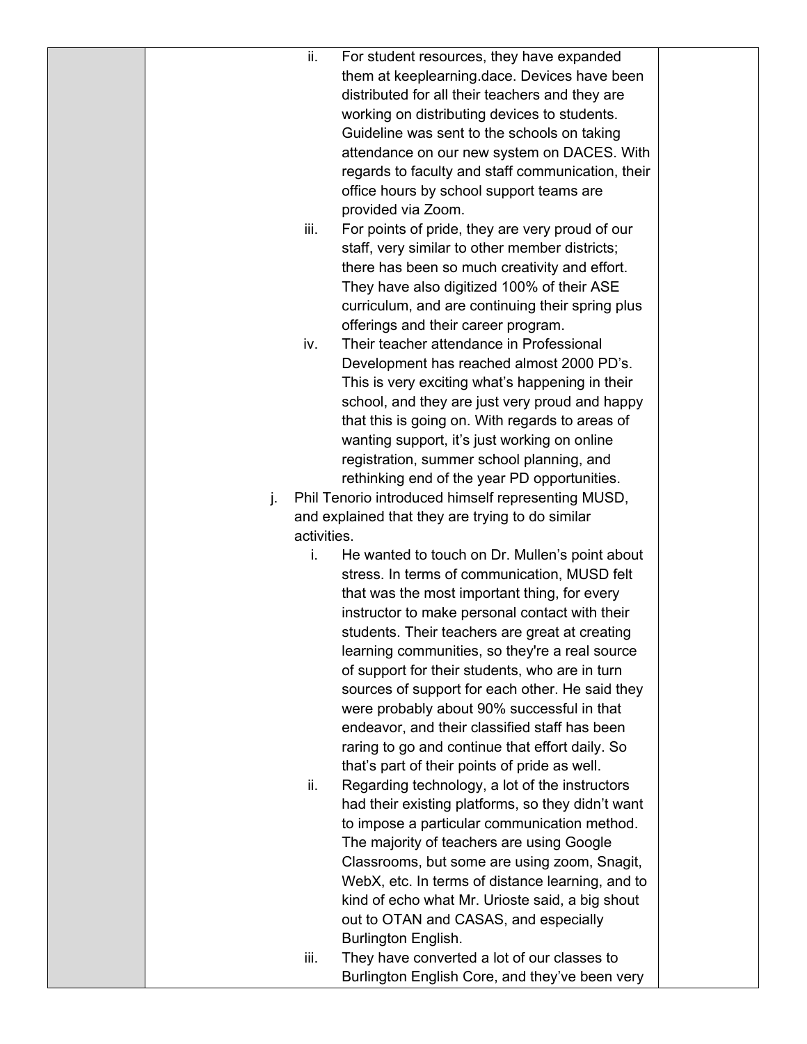ii. For student resources, they have expanded them at keeplearning.dace. Devices have been distributed for all their teachers and they are working on distributing devices to students. Guideline was sent to the schools on taking attendance on our new system on DACES. With regards to faculty and staff communication, their office hours by school support teams are provided via Zoom.

   iii. For points of pride, they are very proud of our staff, very similar to other member districts; there has been so much creativity and effort. They have also digitized 100% of their ASE curriculum, and are continuing their spring plus offerings and their career program.

   iv. Their teacher attendance in Professional Development has reached almost 2000 PD's. This is very exciting what's happening in their school, and they are just very proud and happy that this is going on. With regards to areas of wanting support, it's just working on online registration, summer school planning, and rethinking end of the year PD opportunities.

j. Phil Tenorio introduced himself representing MUSD, and explained that they are trying to do similar activities.

   i. He wanted to touch on Dr. Mullen's point about stress. In terms of communication, MUSD felt that was the most important thing, for every instructor to make personal contact with their students. Their teachers are great at creating learning communities, so they're a real source of support for their students, who are in turn sources of support for each other. He said they were probably about 90% successful in that endeavor, and their classified staff has been raring to go and continue that effort daily. So that's part of their points of pride as well.

   ii. Regarding technology, a lot of the instructors had their existing platforms, so they didn't want to impose a particular communication method. The majority of teachers are using Google Classrooms, but some are using zoom, Snagit, WebX, etc. In terms of distance learning, and to kind of echo what Mr. Urioste said, a big shout out to OTAN and CASAS, and especially Burlington English.

   iii. They have converted a lot of our classes to Burlington English Core, and they've been very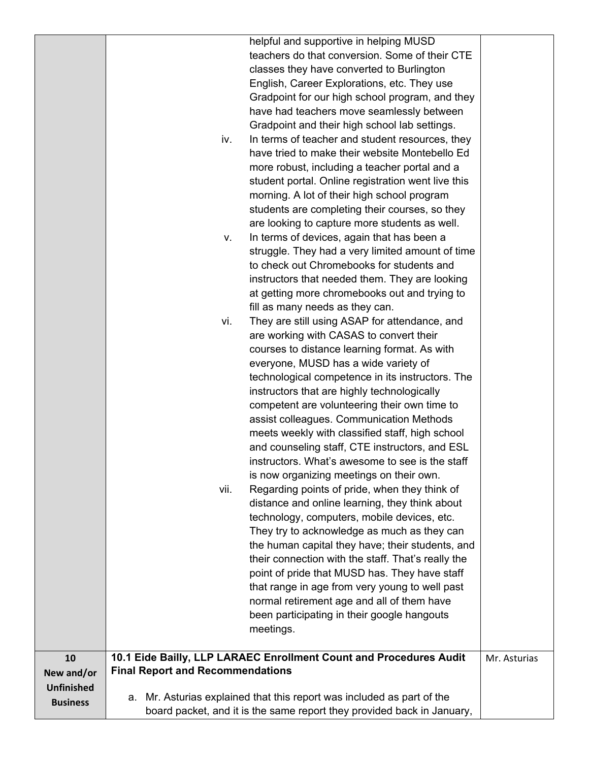| | | |
|---|---|---|
| | helpful and supportive in helping MUSD teachers do that conversion. Some of their CTE classes they have converted to Burlington English, Career Explorations, etc. They use Gradpoint for our high school program, and they have had teachers move seamlessly between Gradpoint and their high school lab settings.<br>iv. In terms of teacher and student resources, they have tried to make their website Montebello Ed more robust, including a teacher portal and a student portal. Online registration went live this morning. A lot of their high school program students are completing their courses, so they are looking to capture more students as well.<br>v. In terms of devices, again that has been a struggle. They had a very limited amount of time to check out Chromebooks for students and instructors that needed them. They are looking at getting more chromebooks out and trying to fill as many needs as they can.<br>vi. They are still using ASAP for attendance, and are working with CASAS to convert their courses to distance learning format. As with everyone, MUSD has a wide variety of technological competence in its instructors. The instructors that are highly technologically competent are volunteering their own time to assist colleagues. Communication Methods meets weekly with classified staff, high school and counseling staff, CTE instructors, and ESL instructors. What's awesome to see is the staff is now organizing meetings on their own.<br>vii. Regarding points of pride, when they think of distance and online learning, they think about technology, computers, mobile devices, etc. They try to acknowledge as much as they can the human capital they have; their students, and their connection with the staff. That's really the point of pride that MUSD has. They have staff that range in age from very young to well past normal retirement age and all of them have been participating in their google hangouts meetings. | |
| **10 New and/or Unfinished Business** | **10.1 Eide Bailly, LLP LARAEC Enrollment Count and Procedures Audit Final Report and Recommendations**<br><br>a. Mr. Asturias explained that this report was included as part of the board packet, and it is the same report they provided back in January, | Mr. Asturias |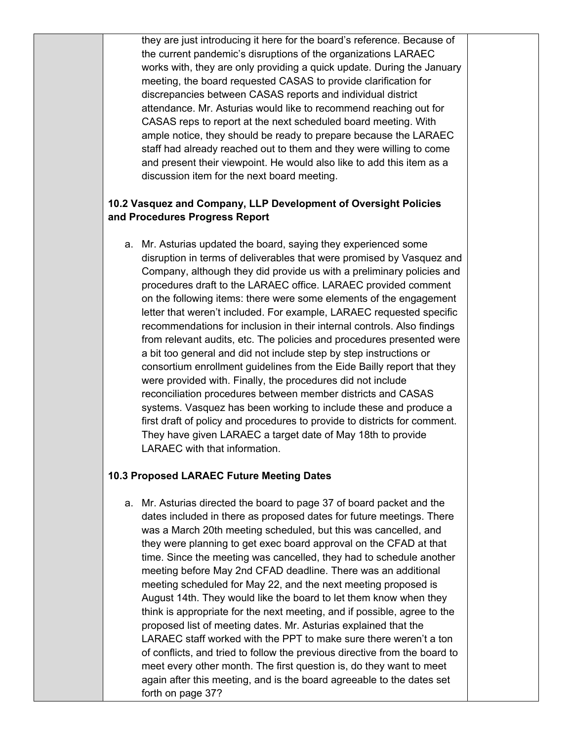they are just introducing it here for the board's reference. Because of the current pandemic's disruptions of the organizations LARAEC works with, they are only providing a quick update. During the January meeting, the board requested CASAS to provide clarification for discrepancies between CASAS reports and individual district attendance. Mr. Asturias would like to recommend reaching out for CASAS reps to report at the next scheduled board meeting. With ample notice, they should be ready to prepare because the LARAEC staff had already reached out to them and they were willing to come and present their viewpoint. He would also like to add this item as a discussion item for the next board meeting.

**10.2 Vasquez and Company, LLP Development of Oversight Policies and Procedures Progress Report**

a. Mr. Asturias updated the board, saying they experienced some disruption in terms of deliverables that were promised by Vasquez and Company, although they did provide us with a preliminary policies and procedures draft to the LARAEC office. LARAEC provided comment on the following items: there were some elements of the engagement letter that weren't included. For example, LARAEC requested specific recommendations for inclusion in their internal controls. Also findings from relevant audits, etc. The policies and procedures presented were a bit too general and did not include step by step instructions or consortium enrollment guidelines from the Eide Bailly report that they were provided with. Finally, the procedures did not include reconciliation procedures between member districts and CASAS systems. Vasquez has been working to include these and produce a first draft of policy and procedures to provide to districts for comment. They have given LARAEC a target date of May 18th to provide LARAEC with that information.

**10.3 Proposed LARAEC Future Meeting Dates**

a. Mr. Asturias directed the board to page 37 of board packet and the dates included in there as proposed dates for future meetings. There was a March 20th meeting scheduled, but this was cancelled, and they were planning to get exec board approval on the CFAD at that time. Since the meeting was cancelled, they had to schedule another meeting before May 2nd CFAD deadline. There was an additional meeting scheduled for May 22, and the next meeting proposed is August 14th. They would like the board to let them know when they think is appropriate for the next meeting, and if possible, agree to the proposed list of meeting dates. Mr. Asturias explained that the LARAEC staff worked with the PPT to make sure there weren't a ton of conflicts, and tried to follow the previous directive from the board to meet every other month. The first question is, do they want to meet again after this meeting, and is the board agreeable to the dates set forth on page 37?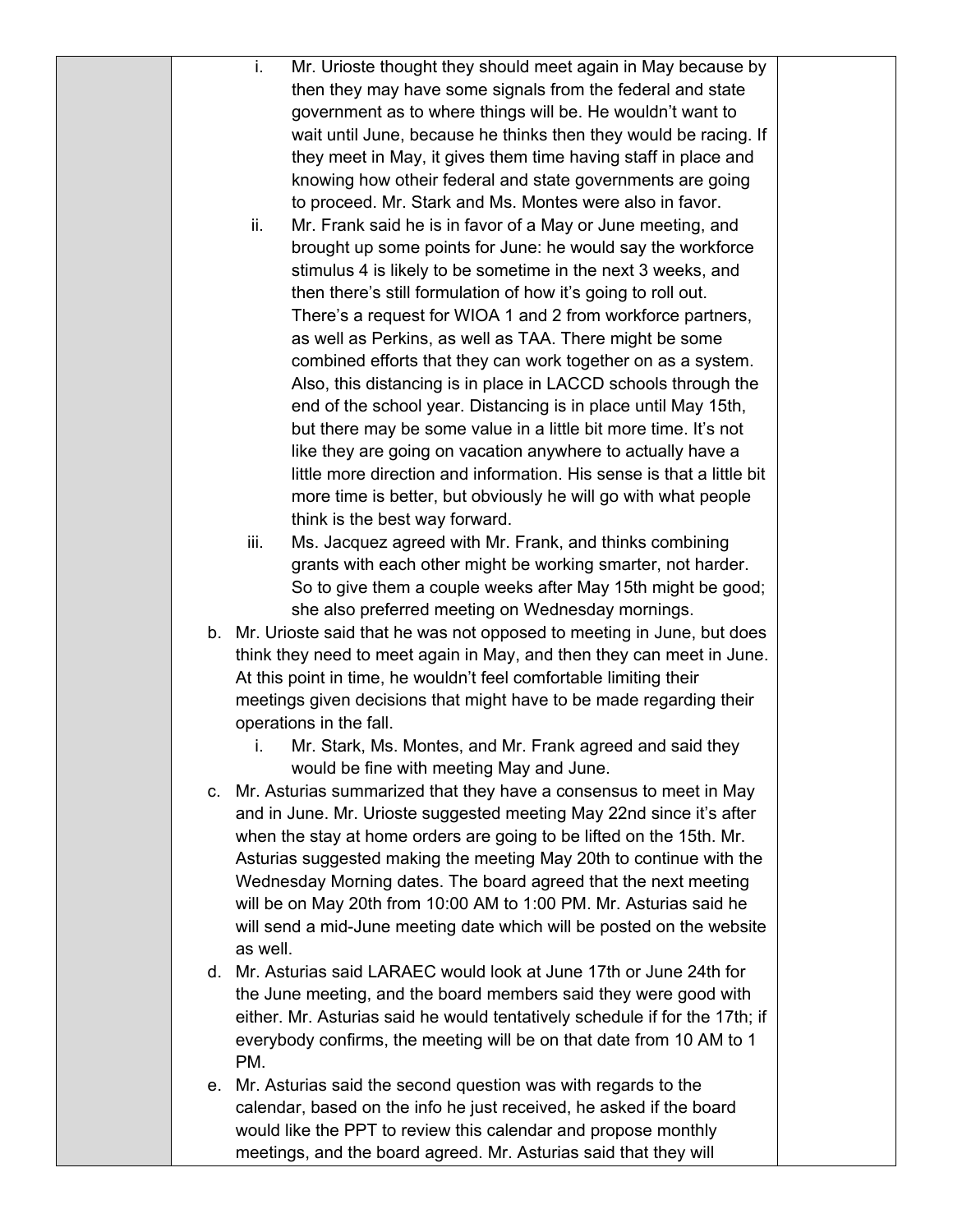|  | i. Mr. Urioste thought they should meet again in May because by then they may have some signals from the federal and state government as to where things will be. He wouldn't want to wait until June, because he thinks then they would be racing. If they meet in May, it gives them time having staff in place and knowing how otheir federal and state governments are going to proceed. Mr. Stark and Ms. Montes were also in favor.<br>ii. Mr. Frank said he is in favor of a May or June meeting, and brought up some points for June: he would say the workforce stimulus 4 is likely to be sometime in the next 3 weeks, and then there's still formulation of how it's going to roll out. There's a request for WIOA 1 and 2 from workforce partners, as well as Perkins, as well as TAA. There might be some combined efforts that they can work together on as a system. Also, this distancing is in place in LACCD schools through the end of the school year. Distancing is in place until May 15th, but there may be some value in a little bit more time. It's not like they are going on vacation anywhere to actually have a little more direction and information. His sense is that a little bit more time is better, but obviously he will go with what people think is the best way forward.<br>iii. Ms. Jacquez agreed with Mr. Frank, and thinks combining grants with each other might be working smarter, not harder. So to give them a couple weeks after May 15th might be good; she also preferred meeting on Wednesday mornings.<br>b. Mr. Urioste said that he was not opposed to meeting in June, but does think they need to meet again in May, and then they can meet in June. At this point in time, he wouldn't feel comfortable limiting their meetings given decisions that might have to be made regarding their operations in the fall.<br>i. Mr. Stark, Ms. Montes, and Mr. Frank agreed and said they would be fine with meeting May and June.<br>c. Mr. Asturias summarized that they have a consensus to meet in May and in June. Mr. Urioste suggested meeting May 22nd since it's after when the stay at home orders are going to be lifted on the 15th. Mr. Asturias suggested making the meeting May 20th to continue with the Wednesday Morning dates. The board agreed that the next meeting will be on May 20th from 10:00 AM to 1:00 PM. Mr. Asturias said he will send a mid-June meeting date which will be posted on the website as well.<br>d. Mr. Asturias said LARAEC would look at June 17th or June 24th for the June meeting, and the board members said they were good with either. Mr. Asturias said he would tentatively schedule if for the 17th; if everybody confirms, the meeting will be on that date from 10 AM to 1 PM.<br>e. Mr. Asturias said the second question was with regards to the calendar, based on the info he just received, he asked if the board would like the PPT to review this calendar and propose monthly meetings, and the board agreed. Mr. Asturias said that they will |  |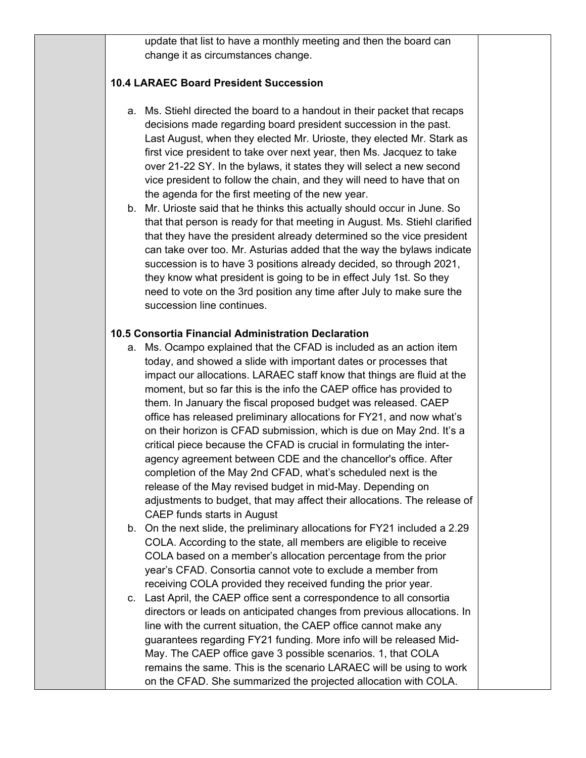update that list to have a monthly meeting and then the board can change it as circumstances change.

**10.4 LARAEC Board President Succession**

a. Ms. Stiehl directed the board to a handout in their packet that recaps decisions made regarding board president succession in the past. Last August, when they elected Mr. Urioste, they elected Mr. Stark as first vice president to take over next year, then Ms. Jacquez to take over 21-22 SY. In the bylaws, it states they will select a new second vice president to follow the chain, and they will need to have that on the agenda for the first meeting of the new year.
b. Mr. Urioste said that he thinks this actually should occur in June. So that that person is ready for that meeting in August. Ms. Stiehl clarified that they have the president already determined so the vice president can take over too. Mr. Asturias added that the way the bylaws indicate succession is to have 3 positions already decided, so through 2021, they know what president is going to be in effect July 1st. So they need to vote on the 3rd position any time after July to make sure the succession line continues.

**10.5 Consortia Financial Administration Declaration**

a. Ms. Ocampo explained that the CFAD is included as an action item today, and showed a slide with important dates or processes that impact our allocations. LARAEC staff know that things are fluid at the moment, but so far this is the info the CAEP office has provided to them. In January the fiscal proposed budget was released. CAEP office has released preliminary allocations for FY21, and now what's on their horizon is CFAD submission, which is due on May 2nd. It's a critical piece because the CFAD is crucial in formulating the inter-agency agreement between CDE and the chancellor's office. After completion of the May 2nd CFAD, what's scheduled next is the release of the May revised budget in mid-May. Depending on adjustments to budget, that may affect their allocations. The release of CAEP funds starts in August
b. On the next slide, the preliminary allocations for FY21 included a 2.29 COLA. According to the state, all members are eligible to receive COLA based on a member's allocation percentage from the prior year's CFAD. Consortia cannot vote to exclude a member from receiving COLA provided they received funding the prior year.
c. Last April, the CAEP office sent a correspondence to all consortia directors or leads on anticipated changes from previous allocations. In line with the current situation, the CAEP office cannot make any guarantees regarding FY21 funding. More info will be released Mid-May. The CAEP office gave 3 possible scenarios. 1, that COLA remains the same. This is the scenario LARAEC will be using to work on the CFAD. She summarized the projected allocation with COLA.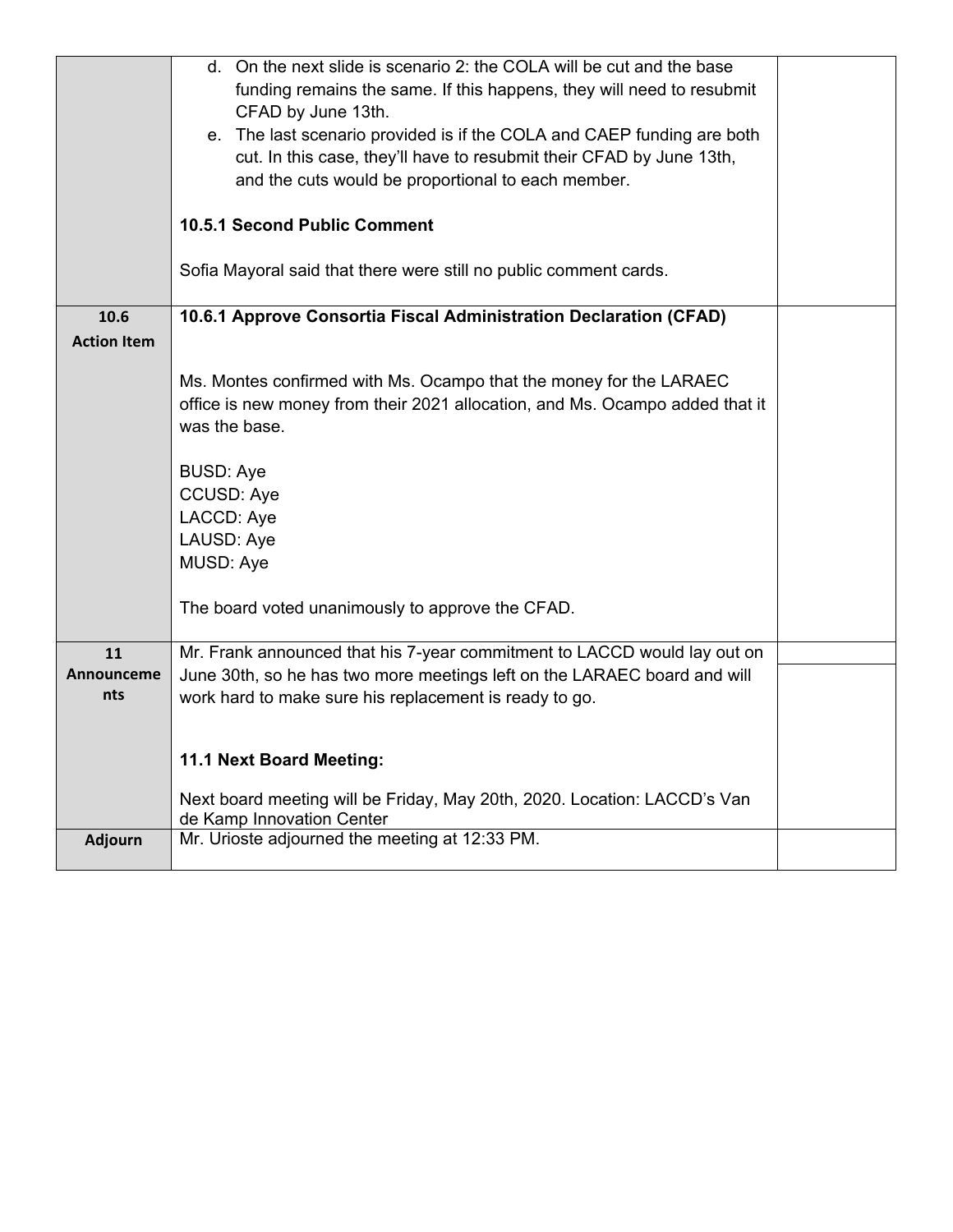| | | |
|---|---|---|
| | d. On the next slide is scenario 2: the COLA will be cut and the base funding remains the same. If this happens, they will need to resubmit CFAD by June 13th.<br>e. The last scenario provided is if the COLA and CAEP funding are both cut. In this case, they'll have to resubmit their CFAD by June 13th, and the cuts would be proportional to each member.<br><br>**10.5.1 Second Public Comment**<br><br>Sofia Mayoral said that there were still no public comment cards. | |
| **10.6 Action Item** | **10.6.1 Approve Consortia Fiscal Administration Declaration (CFAD)**<br><br>Ms. Montes confirmed with Ms. Ocampo that the money for the LARAEC office is new money from their 2021 allocation, and Ms. Ocampo added that it was the base.<br><br>BUSD: Aye<br>CCUSD: Aye<br>LACCD: Aye<br>LAUSD: Aye<br>MUSD: Aye<br><br>The board voted unanimously to approve the CFAD. | |
| **11 Announcements** | Mr. Frank announced that his 7-year commitment to LACCD would lay out on June 30th, so he has two more meetings left on the LARAEC board and will work hard to make sure his replacement is ready to go.<br><br>**11.1 Next Board Meeting:**<br><br>Next board meeting will be Friday, May 20th, 2020. Location: LACCD's Van de Kamp Innovation Center | |
| **Adjourn** | Mr. Urioste adjourned the meeting at 12:33 PM. | |